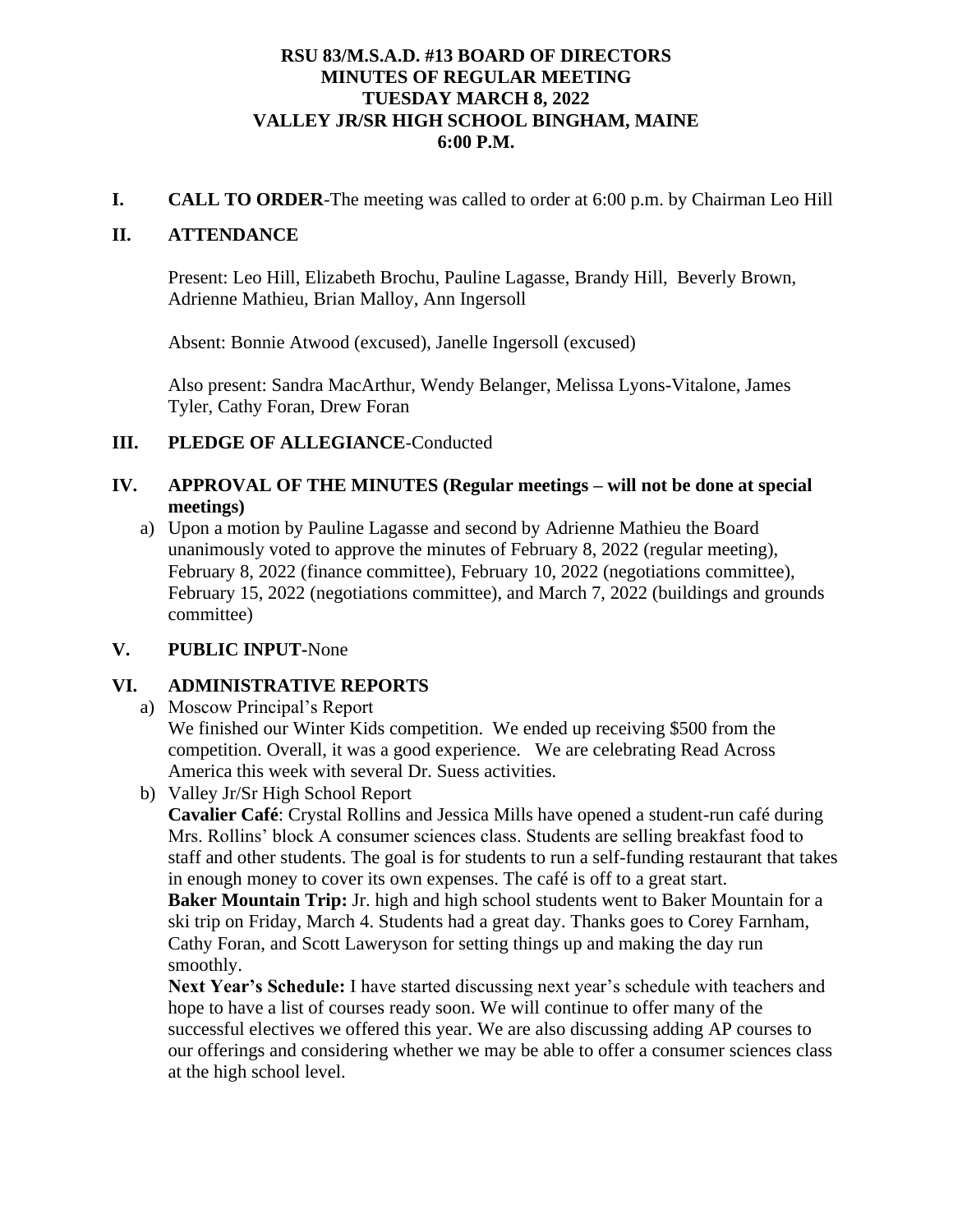**RSU 83/M.S.A.D. #13 BOARD OF DIRECTORS**
**MINUTES OF REGULAR MEETING**
**TUESDAY MARCH 8, 2022**
**VALLEY JR/SR HIGH SCHOOL BINGHAM, MAINE**
**6:00 P.M.**

**I. CALL TO ORDER**-The meeting was called to order at 6:00 p.m. by Chairman Leo Hill

**II. ATTENDANCE**

Present: Leo Hill, Elizabeth Brochu, Pauline Lagasse, Brandy Hill, Beverly Brown, Adrienne Mathieu, Brian Malloy, Ann Ingersoll

Absent: Bonnie Atwood (excused), Janelle Ingersoll (excused)

Also present: Sandra MacArthur, Wendy Belanger, Melissa Lyons-Vitalone, James Tyler, Cathy Foran, Drew Foran

**III. PLEDGE OF ALLEGIANCE**-Conducted

**IV. APPROVAL OF THE MINUTES (Regular meetings – will not be done at special meetings)**

a) Upon a motion by Pauline Lagasse and second by Adrienne Mathieu the Board unanimously voted to approve the minutes of February 8, 2022 (regular meeting), February 8, 2022 (finance committee), February 10, 2022 (negotiations committee), February 15, 2022 (negotiations committee), and March 7, 2022 (buildings and grounds committee)

**V. PUBLIC INPUT**-None

**VI. ADMINISTRATIVE REPORTS**

a) Moscow Principal's Report
We finished our Winter Kids competition. We ended up receiving $500 from the competition. Overall, it was a good experience. We are celebrating Read Across America this week with several Dr. Suess activities.

b) Valley Jr/Sr High School Report
**Cavalier Café**: Crystal Rollins and Jessica Mills have opened a student-run café during Mrs. Rollins' block A consumer sciences class. Students are selling breakfast food to staff and other students. The goal is for students to run a self-funding restaurant that takes in enough money to cover its own expenses. The café is off to a great start.
**Baker Mountain Trip:** Jr. high and high school students went to Baker Mountain for a ski trip on Friday, March 4. Students had a great day. Thanks goes to Corey Farnham, Cathy Foran, and Scott Laweryson for setting things up and making the day run smoothly.
**Next Year's Schedule:** I have started discussing next year's schedule with teachers and hope to have a list of courses ready soon. We will continue to offer many of the successful electives we offered this year. We are also discussing adding AP courses to our offerings and considering whether we may be able to offer a consumer sciences class at the high school level.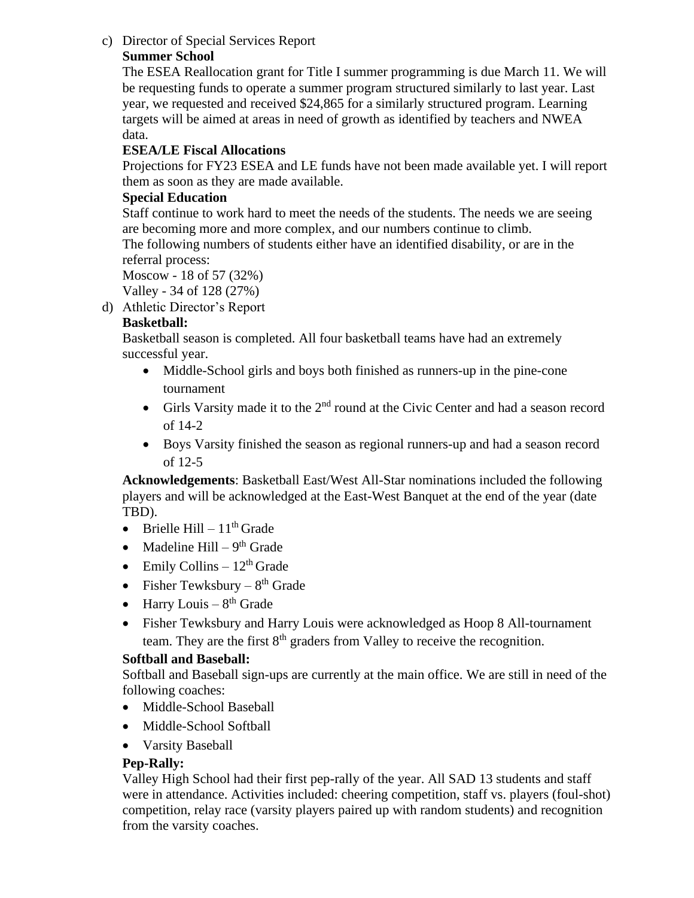c) Director of Special Services Report

**Summer School**

The ESEA Reallocation grant for Title I summer programming is due March 11. We will be requesting funds to operate a summer program structured similarly to last year. Last year, we requested and received $24,865 for a similarly structured program. Learning targets will be aimed at areas in need of growth as identified by teachers and NWEA data.

**ESEA/LE Fiscal Allocations**

Projections for FY23 ESEA and LE funds have not been made available yet. I will report them as soon as they are made available.

**Special Education**

Staff continue to work hard to meet the needs of the students. The needs we are seeing are becoming more and more complex, and our numbers continue to climb.
The following numbers of students either have an identified disability, or are in the referral process:
Moscow - 18 of 57 (32%)
Valley - 34 of 128 (27%)

d) Athletic Director's Report

**Basketball:**

Basketball season is completed. All four basketball teams have had an extremely successful year.

- Middle-School girls and boys both finished as runners-up in the pine-cone tournament
- Girls Varsity made it to the 2nd round at the Civic Center and had a season record of 14-2
- Boys Varsity finished the season as regional runners-up and had a season record of 12-5

**Acknowledgements**: Basketball East/West All-Star nominations included the following players and will be acknowledged at the East-West Banquet at the end of the year (date TBD).

- Brielle Hill – 11th Grade
- Madeline Hill – 9th Grade
- Emily Collins – 12th Grade
- Fisher Tewksbury – 8th Grade
- Harry Louis – 8th Grade
- Fisher Tewksbury and Harry Louis were acknowledged as Hoop 8 All-tournament team. They are the first 8th graders from Valley to receive the recognition.

**Softball and Baseball:**

Softball and Baseball sign-ups are currently at the main office. We are still in need of the following coaches:

- Middle-School Baseball
- Middle-School Softball
- Varsity Baseball

**Pep-Rally:**

Valley High School had their first pep-rally of the year. All SAD 13 students and staff were in attendance. Activities included: cheering competition, staff vs. players (foul-shot) competition, relay race (varsity players paired up with random students) and recognition from the varsity coaches.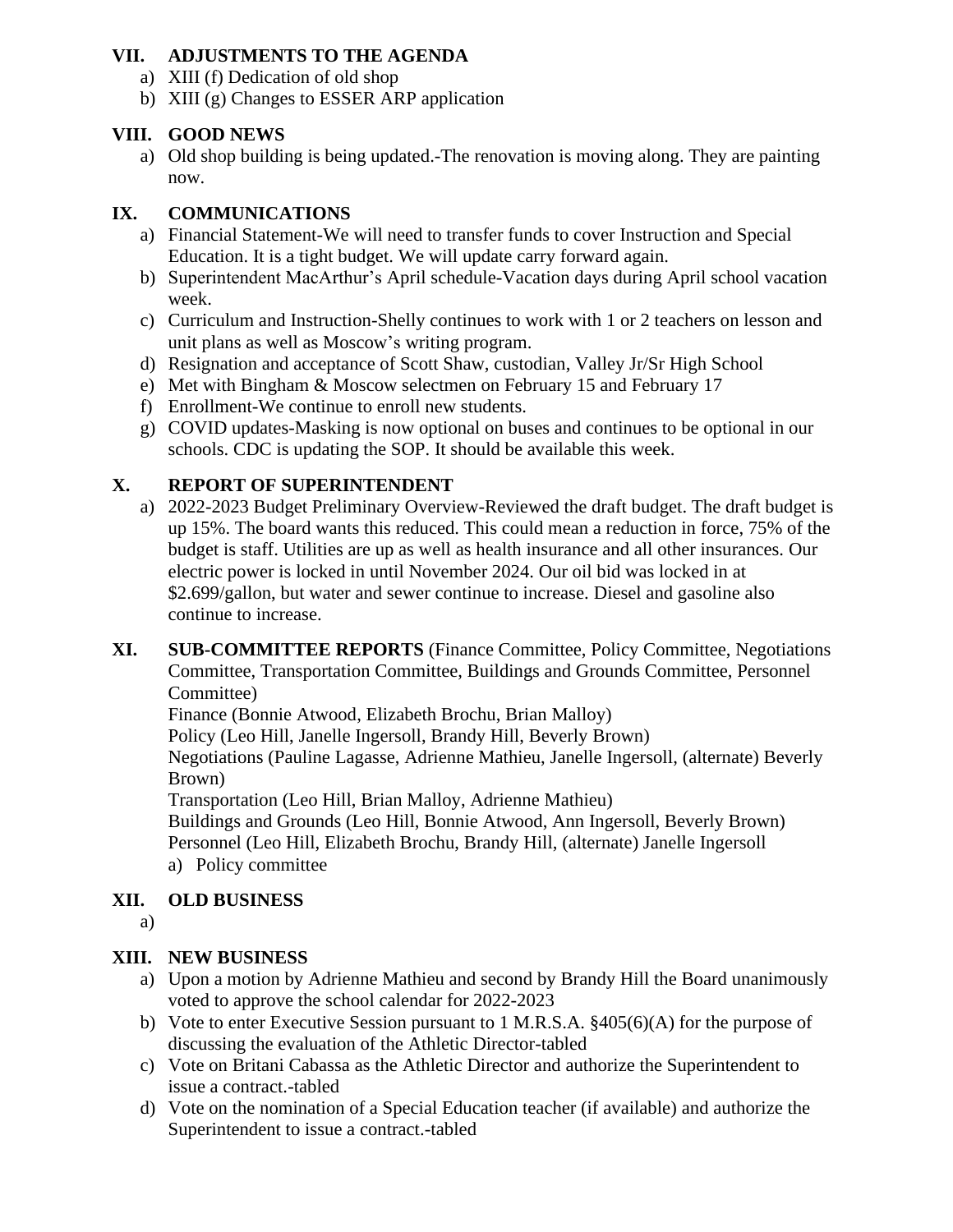## VII. ADJUSTMENTS TO THE AGENDA

a) XIII (f) Dedication of old shop
b) XIII (g) Changes to ESSER ARP application

## VIII. GOOD NEWS

a) Old shop building is being updated.-The renovation is moving along. They are painting now.

## IX. COMMUNICATIONS

a) Financial Statement-We will need to transfer funds to cover Instruction and Special Education. It is a tight budget. We will update carry forward again.
b) Superintendent MacArthur's April schedule-Vacation days during April school vacation week.
c) Curriculum and Instruction-Shelly continues to work with 1 or 2 teachers on lesson and unit plans as well as Moscow's writing program.
d) Resignation and acceptance of Scott Shaw, custodian, Valley Jr/Sr High School
e) Met with Bingham & Moscow selectmen on February 15 and February 17
f) Enrollment-We continue to enroll new students.
g) COVID updates-Masking is now optional on buses and continues to be optional in our schools. CDC is updating the SOP. It should be available this week.

## X. REPORT OF SUPERINTENDENT

a) 2022-2023 Budget Preliminary Overview-Reviewed the draft budget. The draft budget is up 15%. The board wants this reduced. This could mean a reduction in force, 75% of the budget is staff. Utilities are up as well as health insurance and all other insurances. Our electric power is locked in until November 2024. Our oil bid was locked in at \$2.699/gallon, but water and sewer continue to increase. Diesel and gasoline also continue to increase.

## XI. SUB-COMMITTEE REPORTS (Finance Committee, Policy Committee, Negotiations Committee, Transportation Committee, Buildings and Grounds Committee, Personnel Committee)

Finance (Bonnie Atwood, Elizabeth Brochu, Brian Malloy)
Policy (Leo Hill, Janelle Ingersoll, Brandy Hill, Beverly Brown)
Negotiations (Pauline Lagasse, Adrienne Mathieu, Janelle Ingersoll, (alternate) Beverly Brown)
Transportation (Leo Hill, Brian Malloy, Adrienne Mathieu)
Buildings and Grounds (Leo Hill, Bonnie Atwood, Ann Ingersoll, Beverly Brown)
Personnel (Leo Hill, Elizabeth Brochu, Brandy Hill, (alternate) Janelle Ingersoll

a) Policy committee

## XII. OLD BUSINESS

a)

## XIII. NEW BUSINESS

a) Upon a motion by Adrienne Mathieu and second by Brandy Hill the Board unanimously voted to approve the school calendar for 2022-2023
b) Vote to enter Executive Session pursuant to 1 M.R.S.A. §405(6)(A) for the purpose of discussing the evaluation of the Athletic Director-tabled
c) Vote on Britani Cabassa as the Athletic Director and authorize the Superintendent to issue a contract.-tabled
d) Vote on the nomination of a Special Education teacher (if available) and authorize the Superintendent to issue a contract.-tabled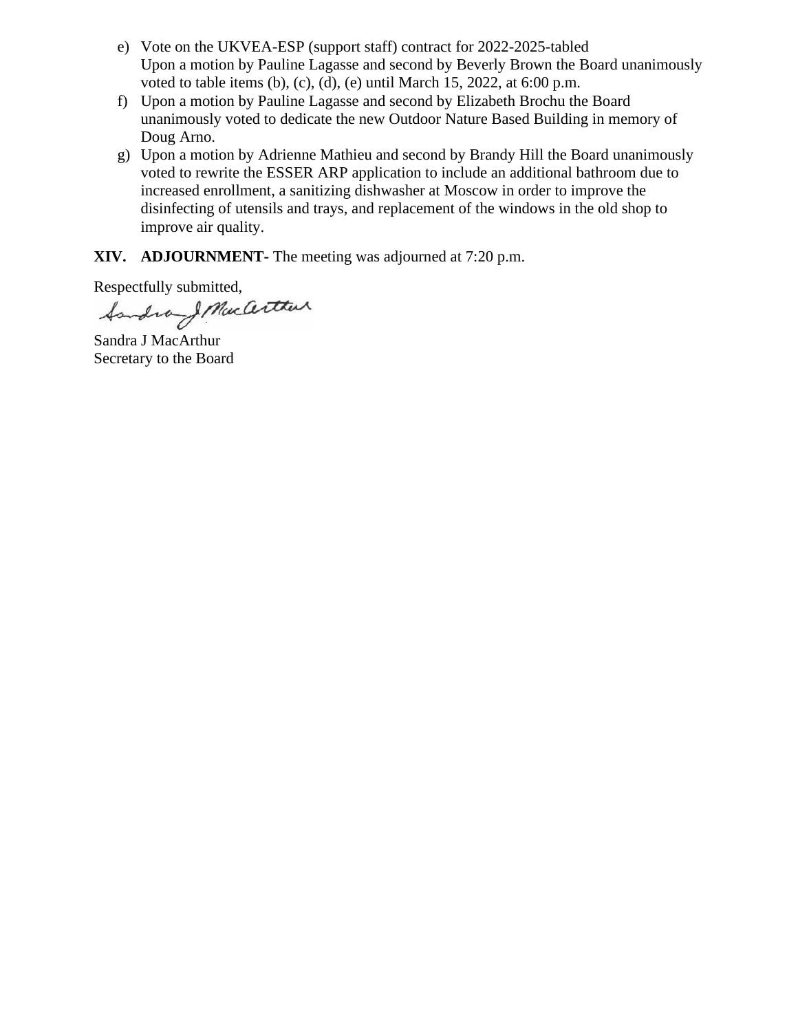e) Vote on the UKVEA-ESP (support staff) contract for 2022-2025-tabled
   Upon a motion by Pauline Lagasse and second by Beverly Brown the Board unanimously voted to table items (b), (c), (d), (e) until March 15, 2022, at 6:00 p.m.
f) Upon a motion by Pauline Lagasse and second by Elizabeth Brochu the Board unanimously voted to dedicate the new Outdoor Nature Based Building in memory of Doug Arno.
g) Upon a motion by Adrienne Mathieu and second by Brandy Hill the Board unanimously voted to rewrite the ESSER ARP application to include an additional bathroom due to increased enrollment, a sanitizing dishwasher at Moscow in order to improve the disinfecting of utensils and trays, and replacement of the windows in the old shop to improve air quality.

**XIV. ADJOURNMENT-** The meeting was adjourned at 7:20 p.m.

Respectfully submitted,

Sandra J MacArthur
Secretary to the Board